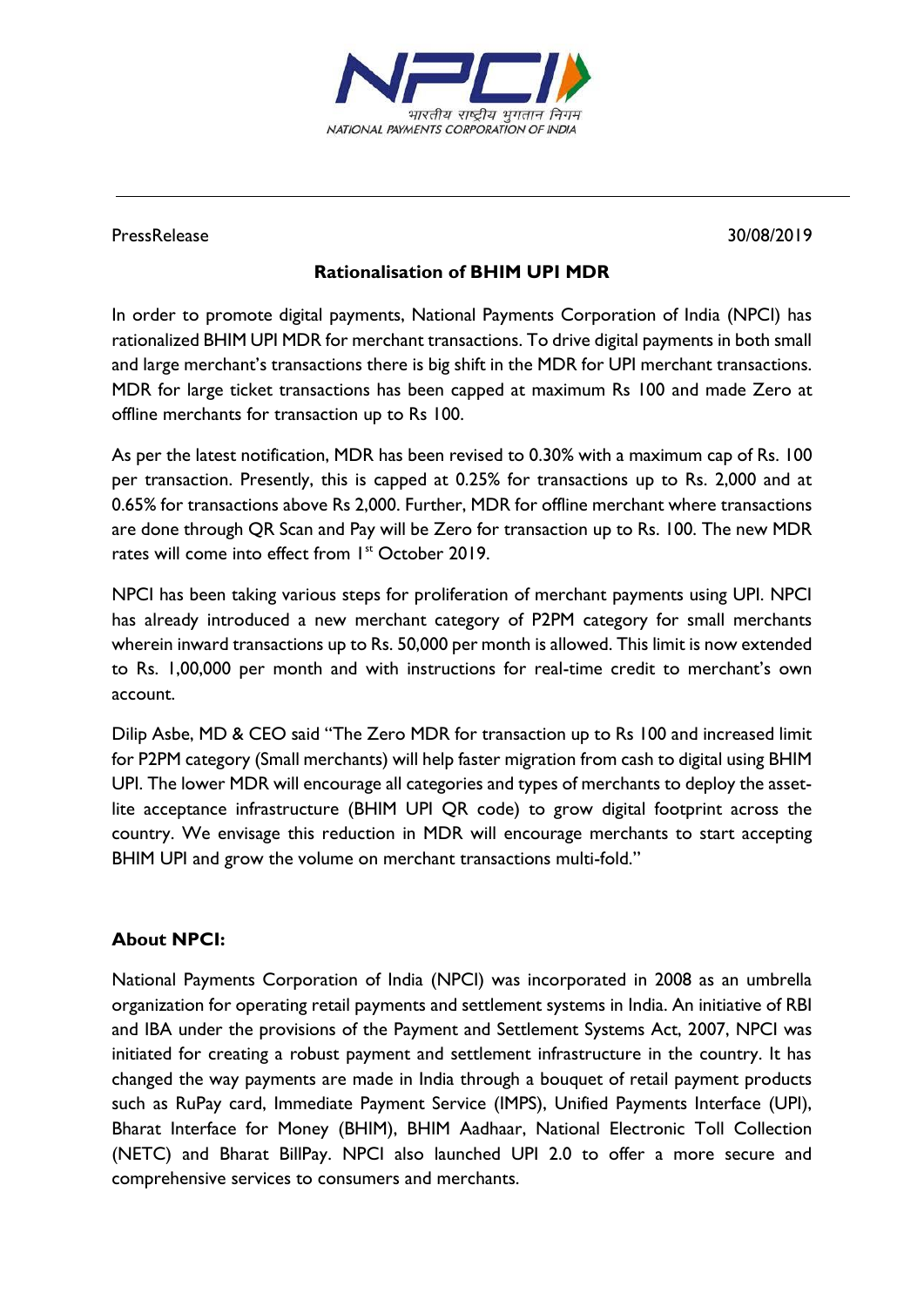PressRelease 30/08/2019

## Rationalisation of BHIM UPI MDR

In order to promote digital payments, National Payments Corporation of India (NPCI) has rationalized BHIM UPI MDR for merchant transactions. To drive digital payments in both small and large merchant's transactions there is big shift in the MDR for UPI merchant transactions. MDR for large ticket transactions has been capped at maximum Rs 100 and made Zero at offline merchants for transaction up to Rs 100.

As per the latest notification, MDR has been revised to 0.30% with a maximum cap of Rs. 100 per transaction. Presently, this is capped at 0.25% for transactions up to Rs. 2,000 and at 0.65% for transactions above Rs 2,000. Further, MDR for offline merchant where transactions are done through QR Scan and Pay will be Zero for transaction up to Rs. 100. The new MDR rates will come into effect from 1st October 2019.

NPCI has been taking various steps for proliferation of merchant payments using UPI. NPCI has already introduced a new merchant category of P2PM category for small merchants wherein inward transactions up to Rs. 50,000 per month is allowed. This limit is now extended to Rs. 1,00,000 per month and with instructions for real-time credit to merchant's own account.

Dilip Asbe, MD & CEO said "The Zero MDR for transaction up to Rs 100 and increased limit for P2PM category (Small merchants) will help faster migration from cash to digital using BHIM UPI. The lower MDR will encourage all categories and types of merchants to deploy the asset-lite acceptance infrastructure (BHIM UPI QR code) to grow digital footprint across the country. We envisage this reduction in MDR will encourage merchants to start accepting BHIM UPI and grow the volume on merchant transactions multi-fold."

### About NPCI:

National Payments Corporation of India (NPCI) was incorporated in 2008 as an umbrella organization for operating retail payments and settlement systems in India. An initiative of RBI and IBA under the provisions of the Payment and Settlement Systems Act, 2007, NPCI was initiated for creating a robust payment and settlement infrastructure in the country. It has changed the way payments are made in India through a bouquet of retail payment products such as RuPay card, Immediate Payment Service (IMPS), Unified Payments Interface (UPI), Bharat Interface for Money (BHIM), BHIM Aadhaar, National Electronic Toll Collection (NETC) and Bharat BillPay. NPCI also launched UPI 2.0 to offer a more secure and comprehensive services to consumers and merchants.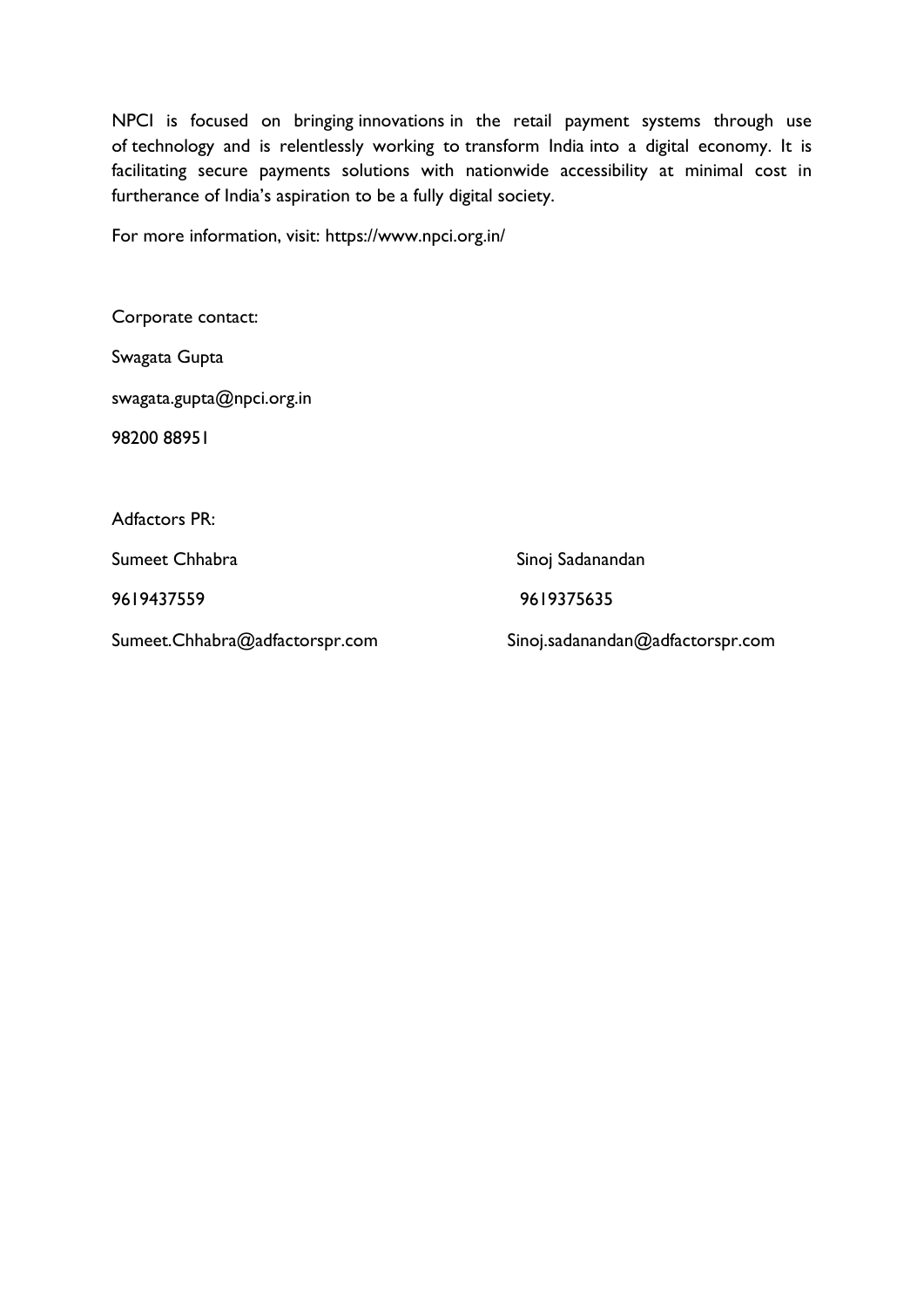NPCI is focused on bringing innovations in the retail payment systems through use of technology and is relentlessly working to transform India into a digital economy. It is facilitating secure payments solutions with nationwide accessibility at minimal cost in furtherance of India's aspiration to be a fully digital society.

For more information, visit: https://www.npci.org.in/

Corporate contact:

Swagata Gupta

swagata.gupta@npci.org.in

98200 88951

Adfactors PR:

Sumeet Chhabra

9619437559

Sumeet.Chhabra@adfactorspr.com

Sinoj Sadanandan

9619375635

Sinoj.sadanandan@adfactorspr.com